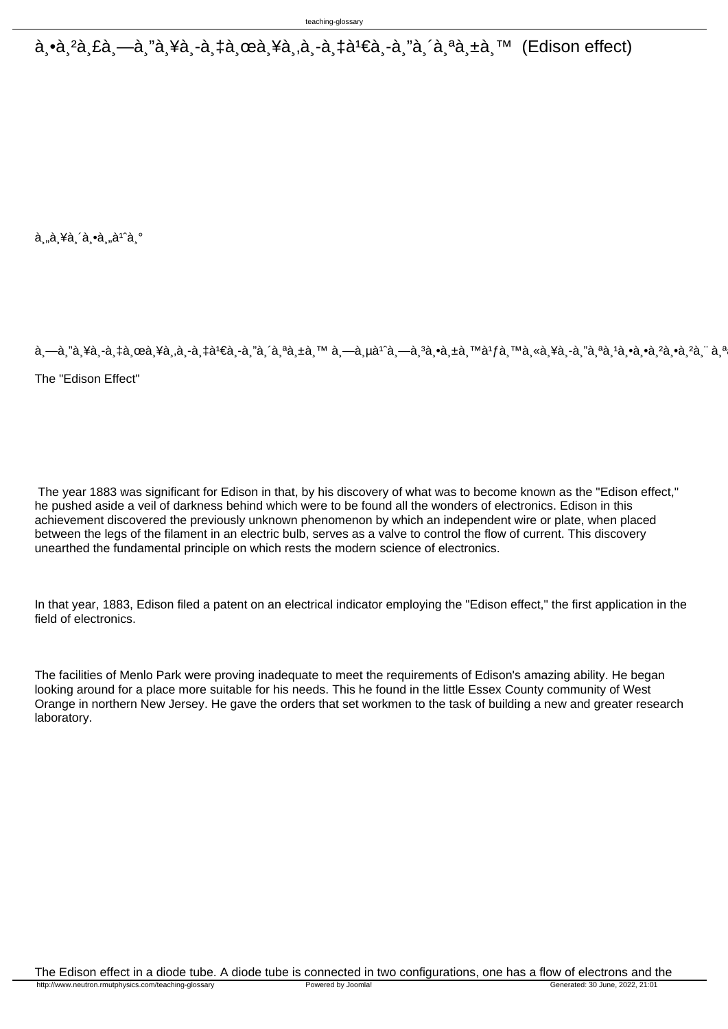# à¸•à¸²à¸£à¸—à¸”à¸¥à¸­à¸‡à¸œà¸¥à¸‚à¸­à¸‡à¹€à¸­à¸”à¸´à¸ªà¸±à¸™ (Edison effect)

à¸„à¸¥à¸´à¸•à¸„à¹ˆà¸°

à¸—à¸”à¸¥à¸­à¸‡à¸œà¸¥à¸‚à¸­à¸‡à¹€à¸­à¸”à¸´à¸ªà¸±à¸™ à¸—à¸µà¹ˆà¸—à¸³à¸•à¸±à¸™à¹ƒà¸™à¸«à¸¥à¸­à¸”à¸ªà¸¹à¸•à¸²à¸•à¸²à¸¨ à¸ª

The "Edison Effect"

The year 1883 was significant for Edison in that, by his discovery of what was to become known as the "Edison effect," he pushed aside a veil of darkness behind which were to be found all the wonders of electronics. Edison in this achievement discovered the previously unknown phenomenon by which an independent wire or plate, when placed between the legs of the filament in an electric bulb, serves as a valve to control the flow of current. This discovery unearthed the fundamental principle on which rests the modern science of electronics.

In that year, 1883, Edison filed a patent on an electrical indicator employing the "Edison effect," the first application in the field of electronics.

The facilities of Menlo Park were proving inadequate to meet the requirements of Edison's amazing ability. He began looking around for a place more suitable for his needs. This he found in the little Essex County community of West Orange in northern New Jersey. He gave the orders that set workmen to the task of building a new and greater research laboratory.

The Edison effect in a diode tube. A diode tube is connected in two configurations, one has a flow of electrons and the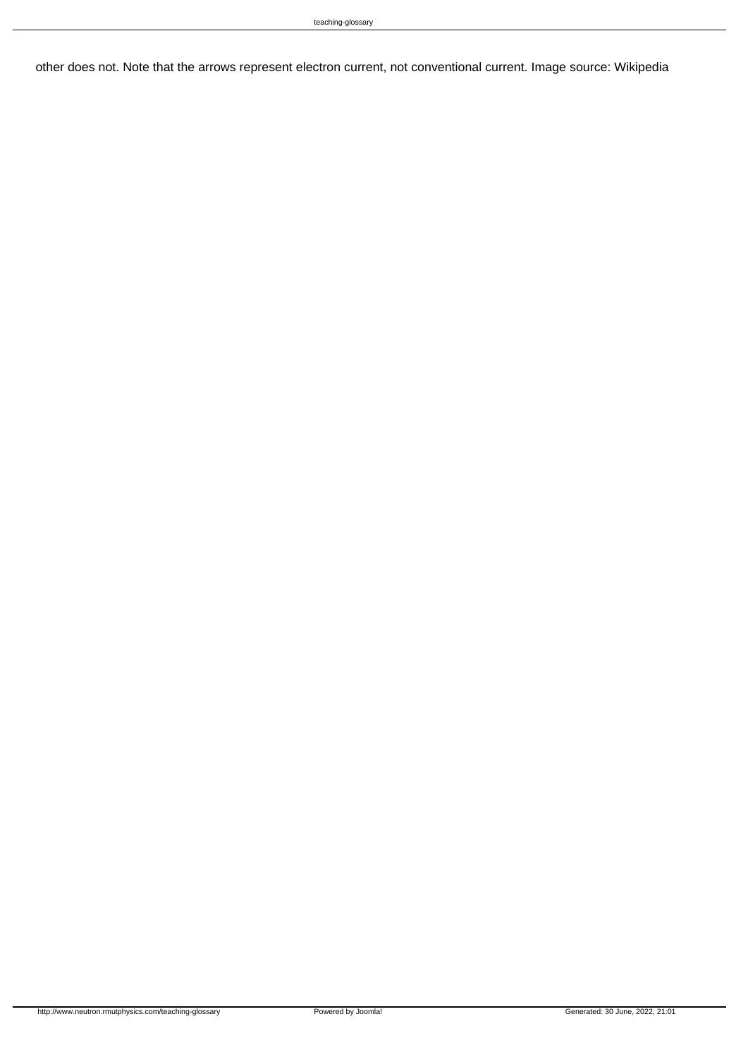other does not. Note that the arrows represent electron current, not conventional current. Image source: Wikipedia